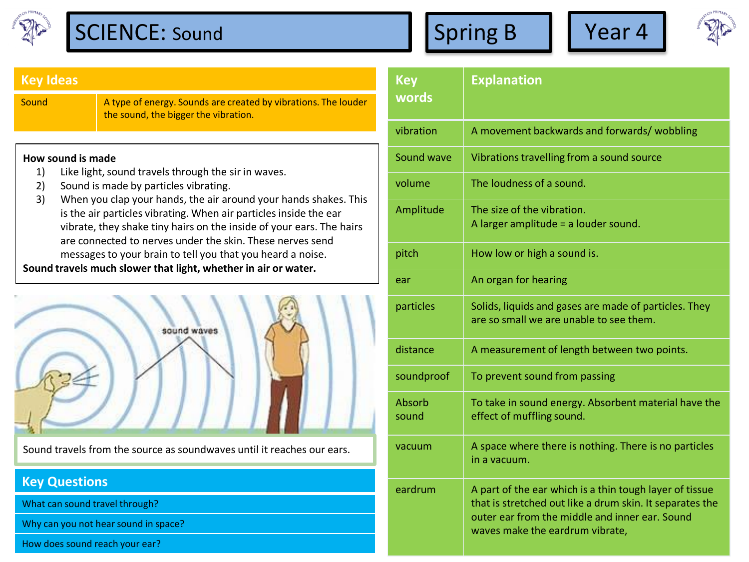# SCIENCE: Sound

**Spring B** | **Year 4**

## Key Ideas

| Sound | A type of energy. Sounds are created by vibrations. The louder the sound, the bigger the vibration. |
|---|---|

**How sound is made**

1) Like light, sound travels through the sir in waves.
2) Sound is made by particles vibrating.
3) When you clap your hands, the air around your hands shakes. This is the air particles vibrating. When air particles inside the ear vibrate, they shake tiny hairs on the inside of your ears. The hairs are connected to nerves under the skin. These nerves send messages to your brain to tell you that you heard a noise.

**Sound travels much slower that light, whether in air or water.**

Sound travels from the source as soundwaves until it reaches our ears.

## Key Questions

- What can sound travel through?
- Why can you not hear sound in space?
- How does sound reach your ear?

| Key words | Explanation |
|---|---|
| vibration | A movement backwards and forwards/ wobbling |
| Sound wave | Vibrations travelling from a sound source |
| volume | The loudness of a sound. |
| Amplitude | The size of the vibration. A larger amplitude = a louder sound. |
| pitch | How low or high a sound is. |
| ear | An organ for hearing |
| particles | Solids, liquids and gases are made of particles. They are so small we are unable to see them. |
| distance | A measurement of length between two points. |
| soundproof | To prevent sound from passing |
| Absorb sound | To take in sound energy. Absorbent material have the effect of muffling sound. |
| vacuum | A space where there is nothing. There is no particles in a vacuum. |
| eardrum | A part of the ear which is a thin tough layer of tissue that is stretched out like a drum skin. It separates the outer ear from the middle and inner ear. Sound waves make the eardrum vibrate, |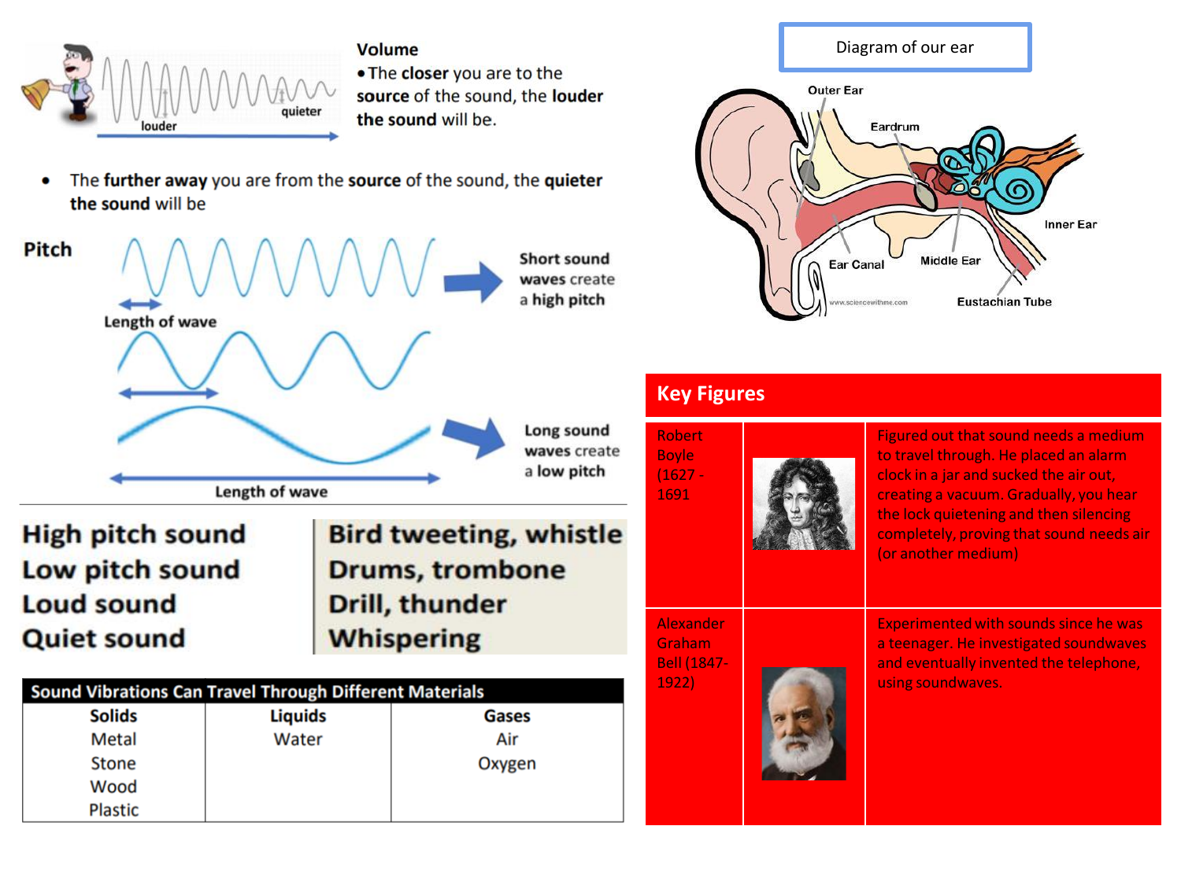louder

quieter

**Volume**

- The **closer** you are to the **source** of the sound, the **louder the sound** will be.
- The **further away** you are from the **source** of the sound, the **quieter the sound** will be

**Pitch**

Length of wave

**Short sound waves** create a **high pitch**

Length of wave

**Long sound waves** create a **low pitch**

| | |
|---|---|
| **High pitch sound** | **Bird tweeting, whistle** |
| **Low pitch sound** | **Drums, trombone** |
| **Loud sound** | **Drill, thunder** |
| **Quiet sound** | **Whispering** |

**Sound Vibrations Can Travel Through Different Materials**

| Solids | Liquids | Gases |
|---|---|---|
| Metal | Water | Air |
| Stone | | Oxygen |
| Wood | | |
| Plastic | | |

Diagram of our ear

Outer Ear

Eardrum

Inner Ear

Ear Canal

Middle Ear

Eustachian Tube

www.sciencewithme.com

## Key Figures

| | | |
|---|---|---|
| Robert Boyle (1627 - 1691 | | Figured out that sound needs a medium to travel through. He placed an alarm clock in a jar and sucked the air out, creating a vacuum. Gradually, you hear the lock quietening and then silencing completely, proving that sound needs air (or another medium) |
| Alexander Graham Bell (1847-1922) | | Experimented with sounds since he was a teenager. He investigated soundwaves and eventually invented the telephone, using soundwaves. |